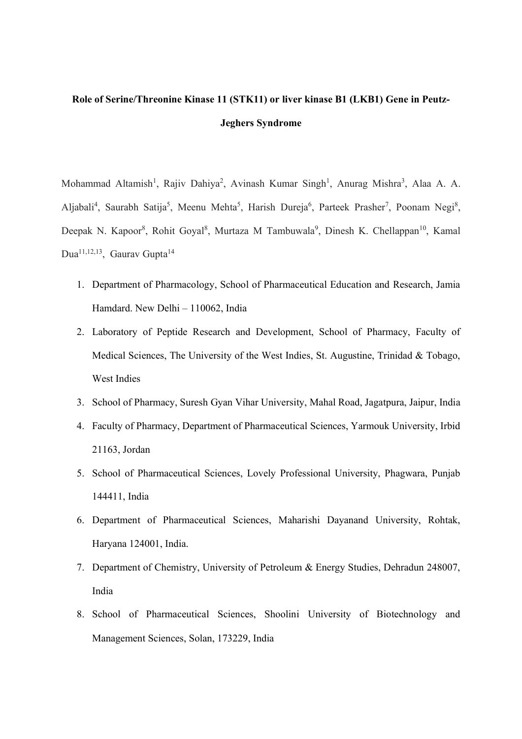# Role of Serine/Threonine Kinase 11 (STK11) or liver kinase B1 (LKB1) Gene in Peutz-Jeghers Syndrome

Mohammad Altamish[1], Rajiv Dahiya[2], Avinash Kumar Singh[1], Anurag Mishra[3], Alaa A. A. Aljabali[4], Saurabh Satija[5], Meenu Mehta[5], Harish Dureja[6], Parteek Prasher[7], Poonam Negi[8], Deepak N. Kapoor[8], Rohit Goyal[8], Murtaza M Tambuwala[9], Dinesh K. Chellappan[10], Kamal Dua[11,12,13], Gaurav Gupta[14]

1. Department of Pharmacology, School of Pharmaceutical Education and Research, Jamia Hamdard. New Delhi – 110062, India
2. Laboratory of Peptide Research and Development, School of Pharmacy, Faculty of Medical Sciences, The University of the West Indies, St. Augustine, Trinidad & Tobago, West Indies
3. School of Pharmacy, Suresh Gyan Vihar University, Mahal Road, Jagatpura, Jaipur, India
4. Faculty of Pharmacy, Department of Pharmaceutical Sciences, Yarmouk University, Irbid 21163, Jordan
5. School of Pharmaceutical Sciences, Lovely Professional University, Phagwara, Punjab 144411, India
6. Department of Pharmaceutical Sciences, Maharishi Dayanand University, Rohtak, Haryana 124001, India.
7. Department of Chemistry, University of Petroleum & Energy Studies, Dehradun 248007, India
8. School of Pharmaceutical Sciences, Shoolini University of Biotechnology and Management Sciences, Solan, 173229, India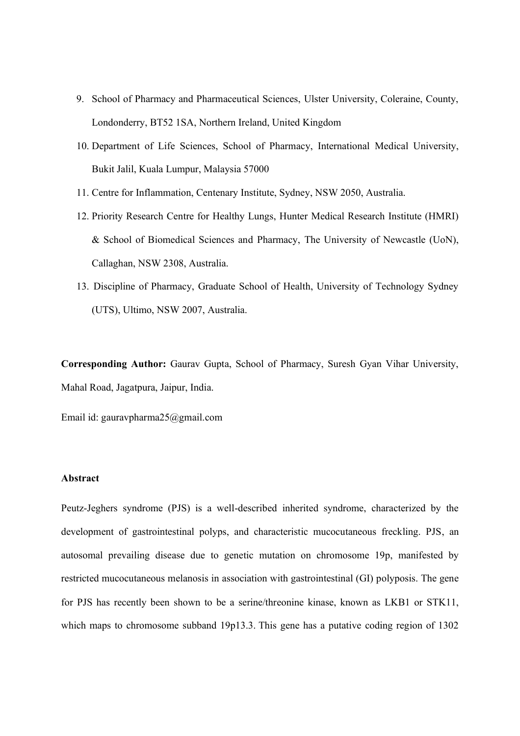9. School of Pharmacy and Pharmaceutical Sciences, Ulster University, Coleraine, County, Londonderry, BT52 1SA, Northern Ireland, United Kingdom
10. Department of Life Sciences, School of Pharmacy, International Medical University, Bukit Jalil, Kuala Lumpur, Malaysia 57000
11. Centre for Inflammation, Centenary Institute, Sydney, NSW 2050, Australia.
12. Priority Research Centre for Healthy Lungs, Hunter Medical Research Institute (HMRI) & School of Biomedical Sciences and Pharmacy, The University of Newcastle (UoN), Callaghan, NSW 2308, Australia.
13. Discipline of Pharmacy, Graduate School of Health, University of Technology Sydney (UTS), Ultimo, NSW 2007, Australia.

**Corresponding Author:** Gaurav Gupta, School of Pharmacy, Suresh Gyan Vihar University, Mahal Road, Jagatpura, Jaipur, India.

Email id: gauravpharma25@gmail.com

**Abstract**

Peutz-Jeghers syndrome (PJS) is a well-described inherited syndrome, characterized by the development of gastrointestinal polyps, and characteristic mucocutaneous freckling. PJS, an autosomal prevailing disease due to genetic mutation on chromosome 19p, manifested by restricted mucocutaneous melanosis in association with gastrointestinal (GI) polyposis. The gene for PJS has recently been shown to be a serine/threonine kinase, known as LKB1 or STK11, which maps to chromosome subband 19p13.3. This gene has a putative coding region of 1302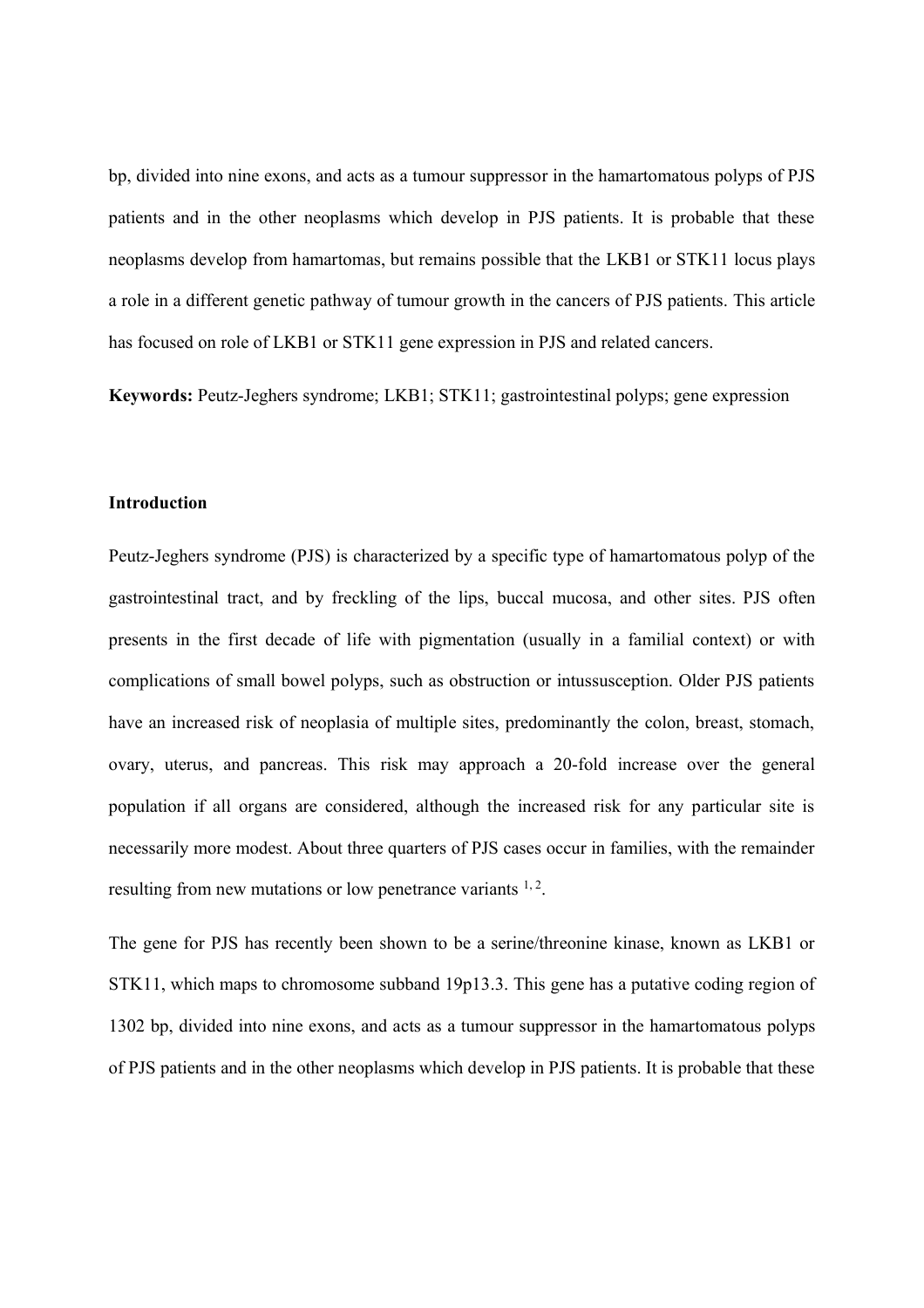bp, divided into nine exons, and acts as a tumour suppressor in the hamartomatous polyps of PJS patients and in the other neoplasms which develop in PJS patients. It is probable that these neoplasms develop from hamartomas, but remains possible that the LKB1 or STK11 locus plays a role in a different genetic pathway of tumour growth in the cancers of PJS patients. This article has focused on role of LKB1 or STK11 gene expression in PJS and related cancers.

**Keywords:** Peutz-Jeghers syndrome; LKB1; STK11; gastrointestinal polyps; gene expression

## Introduction

Peutz-Jeghers syndrome (PJS) is characterized by a specific type of hamartomatous polyp of the gastrointestinal tract, and by freckling of the lips, buccal mucosa, and other sites. PJS often presents in the first decade of life with pigmentation (usually in a familial context) or with complications of small bowel polyps, such as obstruction or intussusception. Older PJS patients have an increased risk of neoplasia of multiple sites, predominantly the colon, breast, stomach, ovary, uterus, and pancreas. This risk may approach a 20-fold increase over the general population if all organs are considered, although the increased risk for any particular site is necessarily more modest. About three quarters of PJS cases occur in families, with the remainder resulting from new mutations or low penetrance variants [1, 2].

The gene for PJS has recently been shown to be a serine/threonine kinase, known as LKB1 or STK11, which maps to chromosome subband 19p13.3. This gene has a putative coding region of 1302 bp, divided into nine exons, and acts as a tumour suppressor in the hamartomatous polyps of PJS patients and in the other neoplasms which develop in PJS patients. It is probable that these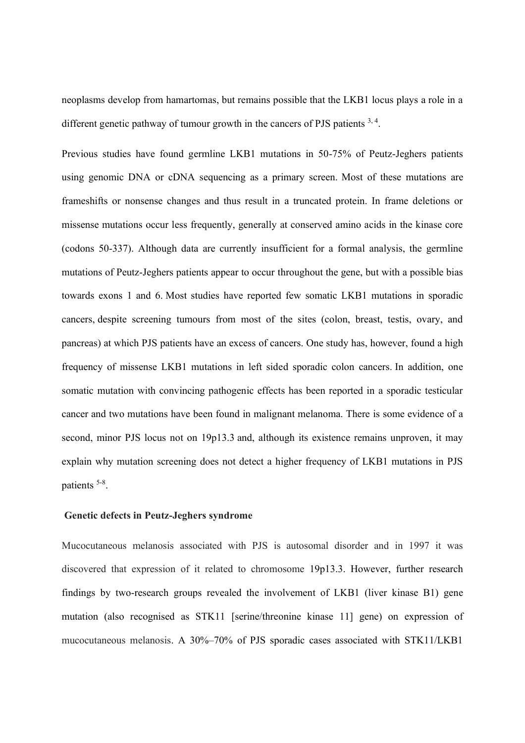neoplasms develop from hamartomas, but remains possible that the LKB1 locus plays a role in a different genetic pathway of tumour growth in the cancers of PJS patients [3, 4].

Previous studies have found germline LKB1 mutations in 50-75% of Peutz-Jeghers patients using genomic DNA or cDNA sequencing as a primary screen. Most of these mutations are frameshifts or nonsense changes and thus result in a truncated protein. In frame deletions or missense mutations occur less frequently, generally at conserved amino acids in the kinase core (codons 50-337). Although data are currently insufficient for a formal analysis, the germline mutations of Peutz-Jeghers patients appear to occur throughout the gene, but with a possible bias towards exons 1 and 6. Most studies have reported few somatic LKB1 mutations in sporadic cancers, despite screening tumours from most of the sites (colon, breast, testis, ovary, and pancreas) at which PJS patients have an excess of cancers. One study has, however, found a high frequency of missense LKB1 mutations in left sided sporadic colon cancers. In addition, one somatic mutation with convincing pathogenic effects has been reported in a sporadic testicular cancer and two mutations have been found in malignant melanoma. There is some evidence of a second, minor PJS locus not on 19p13.3 and, although its existence remains unproven, it may explain why mutation screening does not detect a higher frequency of LKB1 mutations in PJS patients [5-8].

## Genetic defects in Peutz-Jeghers syndrome

Mucocutaneous melanosis associated with PJS is autosomal disorder and in 1997 it was discovered that expression of it related to chromosome 19p13.3. However, further research findings by two-research groups revealed the involvement of LKB1 (liver kinase B1) gene mutation (also recognised as STK11 [serine/threonine kinase 11] gene) on expression of mucocutaneous melanosis. A 30%–70% of PJS sporadic cases associated with STK11/LKB1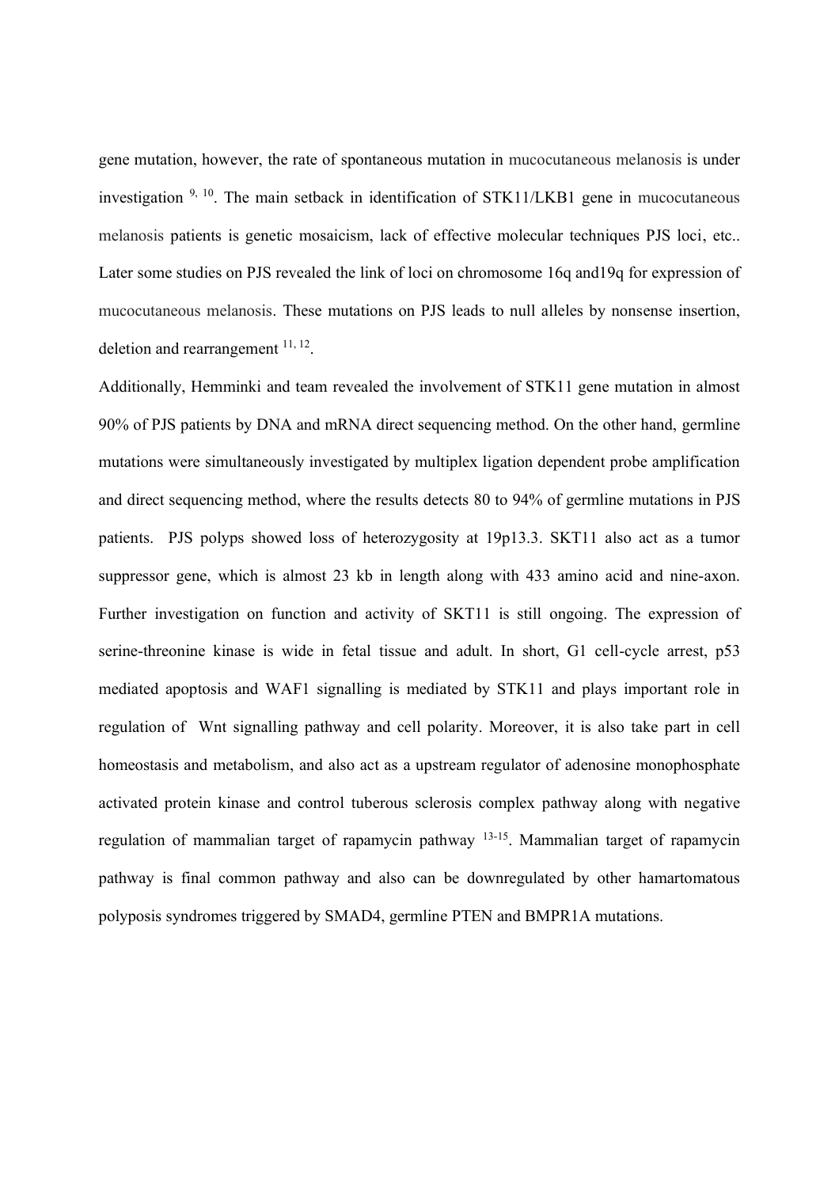gene mutation, however, the rate of spontaneous mutation in mucocutaneous melanosis is under investigation [9, 10]. The main setback in identification of STK11/LKB1 gene in mucocutaneous melanosis patients is genetic mosaicism, lack of effective molecular techniques PJS loci, etc.. Later some studies on PJS revealed the link of loci on chromosome 16q and19q for expression of mucocutaneous melanosis. These mutations on PJS leads to null alleles by nonsense insertion, deletion and rearrangement [11, 12].

Additionally, Hemminki and team revealed the involvement of STK11 gene mutation in almost 90% of PJS patients by DNA and mRNA direct sequencing method. On the other hand, germline mutations were simultaneously investigated by multiplex ligation dependent probe amplification and direct sequencing method, where the results detects 80 to 94% of germline mutations in PJS patients. PJS polyps showed loss of heterozygosity at 19p13.3. SKT11 also act as a tumor suppressor gene, which is almost 23 kb in length along with 433 amino acid and nine-axon. Further investigation on function and activity of SKT11 is still ongoing. The expression of serine-threonine kinase is wide in fetal tissue and adult. In short, G1 cell-cycle arrest, p53 mediated apoptosis and WAF1 signalling is mediated by STK11 and plays important role in regulation of Wnt signalling pathway and cell polarity. Moreover, it is also take part in cell homeostasis and metabolism, and also act as a upstream regulator of adenosine monophosphate activated protein kinase and control tuberous sclerosis complex pathway along with negative regulation of mammalian target of rapamycin pathway [13-15]. Mammalian target of rapamycin pathway is final common pathway and also can be downregulated by other hamartomatous polyposis syndromes triggered by SMAD4, germline PTEN and BMPR1A mutations.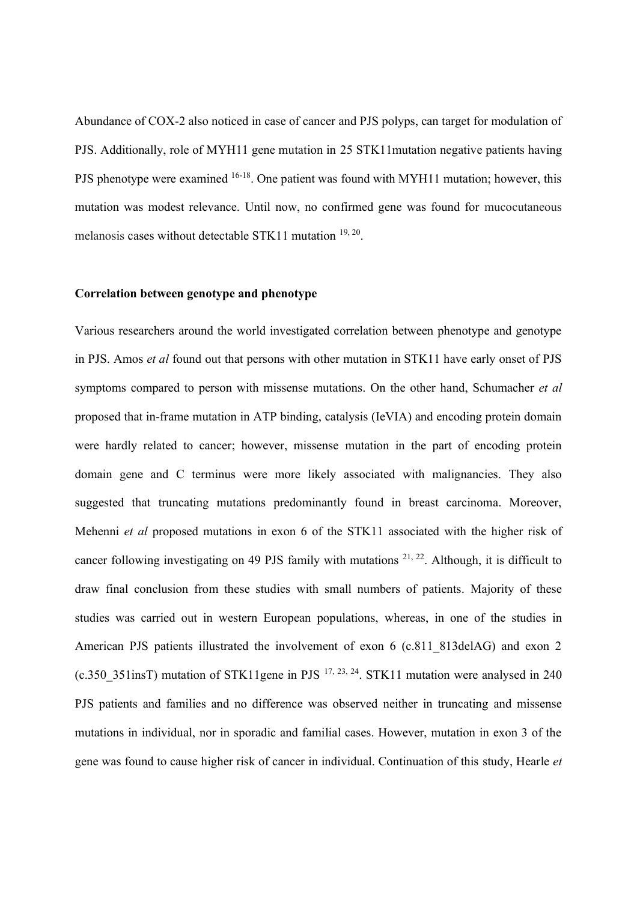Abundance of COX-2 also noticed in case of cancer and PJS polyps, can target for modulation of PJS. Additionally, role of MYH11 gene mutation in 25 STK11mutation negative patients having PJS phenotype were examined [16-18]. One patient was found with MYH11 mutation; however, this mutation was modest relevance. Until now, no confirmed gene was found for mucocutaneous melanosis cases without detectable STK11 mutation [19, 20].

**Correlation between genotype and phenotype**

Various researchers around the world investigated correlation between phenotype and genotype in PJS. Amos *et al* found out that persons with other mutation in STK11 have early onset of PJS symptoms compared to person with missense mutations. On the other hand, Schumacher *et al* proposed that in-frame mutation in ATP binding, catalysis (IeVIA) and encoding protein domain were hardly related to cancer; however, missense mutation in the part of encoding protein domain gene and C terminus were more likely associated with malignancies. They also suggested that truncating mutations predominantly found in breast carcinoma. Moreover, Mehenni *et al* proposed mutations in exon 6 of the STK11 associated with the higher risk of cancer following investigating on 49 PJS family with mutations [21, 22]. Although, it is difficult to draw final conclusion from these studies with small numbers of patients. Majority of these studies was carried out in western European populations, whereas, in one of the studies in American PJS patients illustrated the involvement of exon 6 (c.811_813delAG) and exon 2 (c.350_351insT) mutation of STK11gene in PJS [17, 23, 24]. STK11 mutation were analysed in 240 PJS patients and families and no difference was observed neither in truncating and missense mutations in individual, nor in sporadic and familial cases. However, mutation in exon 3 of the gene was found to cause higher risk of cancer in individual. Continuation of this study, Hearle *et*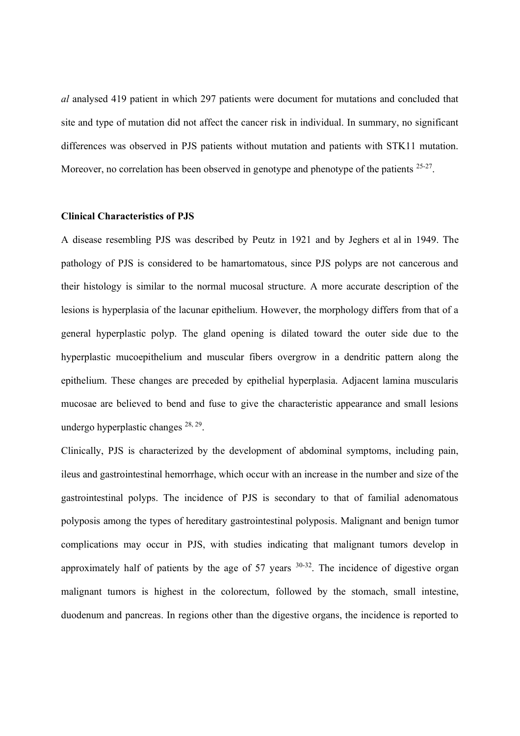*al* analysed 419 patient in which 297 patients were document for mutations and concluded that site and type of mutation did not affect the cancer risk in individual. In summary, no significant differences was observed in PJS patients without mutation and patients with STK11 mutation. Moreover, no correlation has been observed in genotype and phenotype of the patients [25-27].

**Clinical Characteristics of PJS**

A disease resembling PJS was described by Peutz in 1921 and by Jeghers et al in 1949. The pathology of PJS is considered to be hamartomatous, since PJS polyps are not cancerous and their histology is similar to the normal mucosal structure. A more accurate description of the lesions is hyperplasia of the lacunar epithelium. However, the morphology differs from that of a general hyperplastic polyp. The gland opening is dilated toward the outer side due to the hyperplastic mucoepithelium and muscular fibers overgrow in a dendritic pattern along the epithelium. These changes are preceded by epithelial hyperplasia. Adjacent lamina muscularis mucosae are believed to bend and fuse to give the characteristic appearance and small lesions undergo hyperplastic changes [28, 29].

Clinically, PJS is characterized by the development of abdominal symptoms, including pain, ileus and gastrointestinal hemorrhage, which occur with an increase in the number and size of the gastrointestinal polyps. The incidence of PJS is secondary to that of familial adenomatous polyposis among the types of hereditary gastrointestinal polyposis. Malignant and benign tumor complications may occur in PJS, with studies indicating that malignant tumors develop in approximately half of patients by the age of 57 years [30-32]. The incidence of digestive organ malignant tumors is highest in the colorectum, followed by the stomach, small intestine, duodenum and pancreas. In regions other than the digestive organs, the incidence is reported to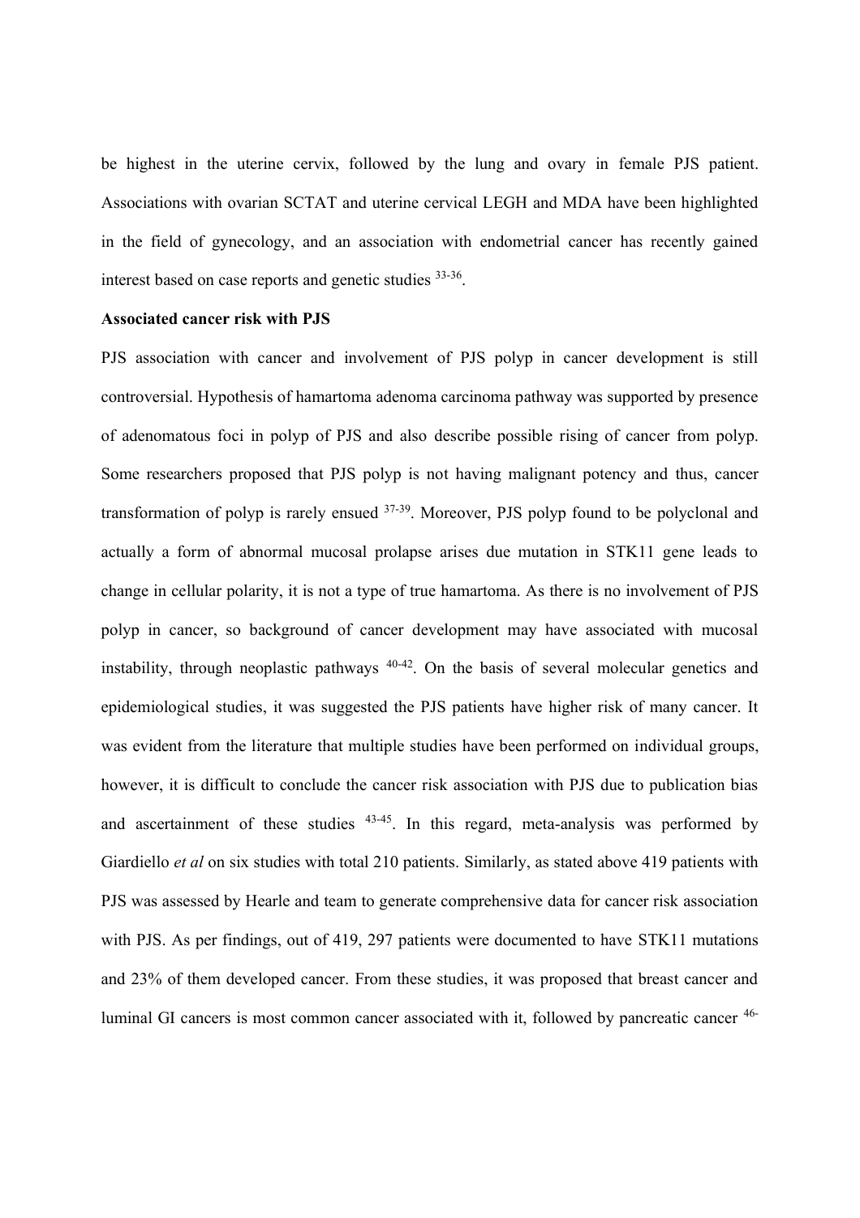be highest in the uterine cervix, followed by the lung and ovary in female PJS patient. Associations with ovarian SCTAT and uterine cervical LEGH and MDA have been highlighted in the field of gynecology, and an association with endometrial cancer has recently gained interest based on case reports and genetic studies [33-36].

**Associated cancer risk with PJS**

PJS association with cancer and involvement of PJS polyp in cancer development is still controversial. Hypothesis of hamartoma adenoma carcinoma pathway was supported by presence of adenomatous foci in polyp of PJS and also describe possible rising of cancer from polyp. Some researchers proposed that PJS polyp is not having malignant potency and thus, cancer transformation of polyp is rarely ensued [37-39]. Moreover, PJS polyp found to be polyclonal and actually a form of abnormal mucosal prolapse arises due mutation in STK11 gene leads to change in cellular polarity, it is not a type of true hamartoma. As there is no involvement of PJS polyp in cancer, so background of cancer development may have associated with mucosal instability, through neoplastic pathways [40-42]. On the basis of several molecular genetics and epidemiological studies, it was suggested the PJS patients have higher risk of many cancer. It was evident from the literature that multiple studies have been performed on individual groups, however, it is difficult to conclude the cancer risk association with PJS due to publication bias and ascertainment of these studies [43-45]. In this regard, meta-analysis was performed by Giardiello *et al* on six studies with total 210 patients. Similarly, as stated above 419 patients with PJS was assessed by Hearle and team to generate comprehensive data for cancer risk association with PJS. As per findings, out of 419, 297 patients were documented to have STK11 mutations and 23% of them developed cancer. From these studies, it was proposed that breast cancer and luminal GI cancers is most common cancer associated with it, followed by pancreatic cancer [46-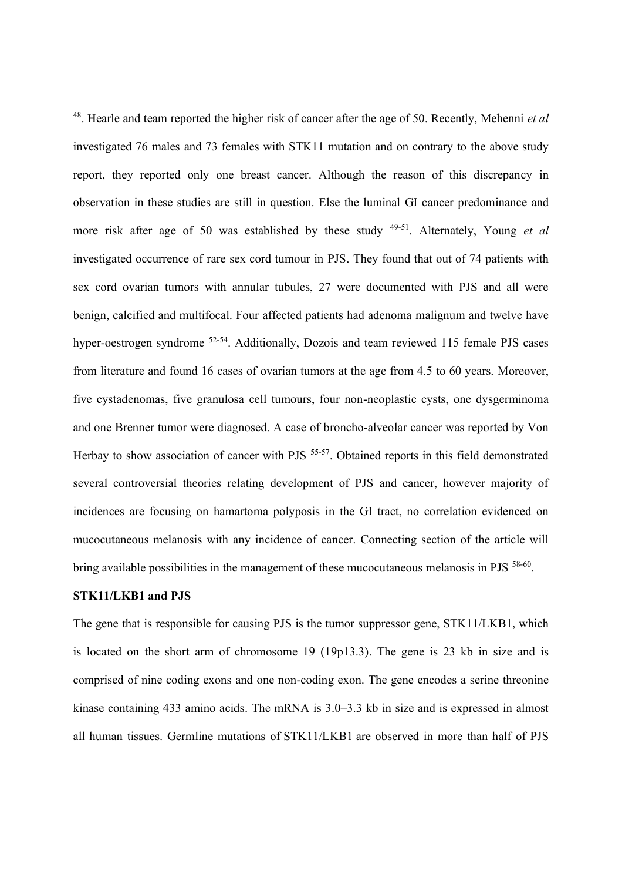[48]. Hearle and team reported the higher risk of cancer after the age of 50. Recently, Mehenni *et al* investigated 76 males and 73 females with STK11 mutation and on contrary to the above study report, they reported only one breast cancer. Although the reason of this discrepancy in observation in these studies are still in question. Else the luminal GI cancer predominance and more risk after age of 50 was established by these study [49-51]. Alternately, Young *et al* investigated occurrence of rare sex cord tumour in PJS. They found that out of 74 patients with sex cord ovarian tumors with annular tubules, 27 were documented with PJS and all were benign, calcified and multifocal. Four affected patients had adenoma malignum and twelve have hyper-oestrogen syndrome [52-54]. Additionally, Dozois and team reviewed 115 female PJS cases from literature and found 16 cases of ovarian tumors at the age from 4.5 to 60 years. Moreover, five cystadenomas, five granulosa cell tumours, four non-neoplastic cysts, one dysgerminoma and one Brenner tumor were diagnosed. A case of broncho-alveolar cancer was reported by Von Herbay to show association of cancer with PJS [55-57]. Obtained reports in this field demonstrated several controversial theories relating development of PJS and cancer, however majority of incidences are focusing on hamartoma polyposis in the GI tract, no correlation evidenced on mucocutaneous melanosis with any incidence of cancer. Connecting section of the article will bring available possibilities in the management of these mucocutaneous melanosis in PJS [58-60].

**STK11/LKB1 and PJS**

The gene that is responsible for causing PJS is the tumor suppressor gene, STK11/LKB1, which is located on the short arm of chromosome 19 (19p13.3). The gene is 23 kb in size and is comprised of nine coding exons and one non-coding exon. The gene encodes a serine threonine kinase containing 433 amino acids. The mRNA is 3.0–3.3 kb in size and is expressed in almost all human tissues. Germline mutations of STK11/LKB1 are observed in more than half of PJS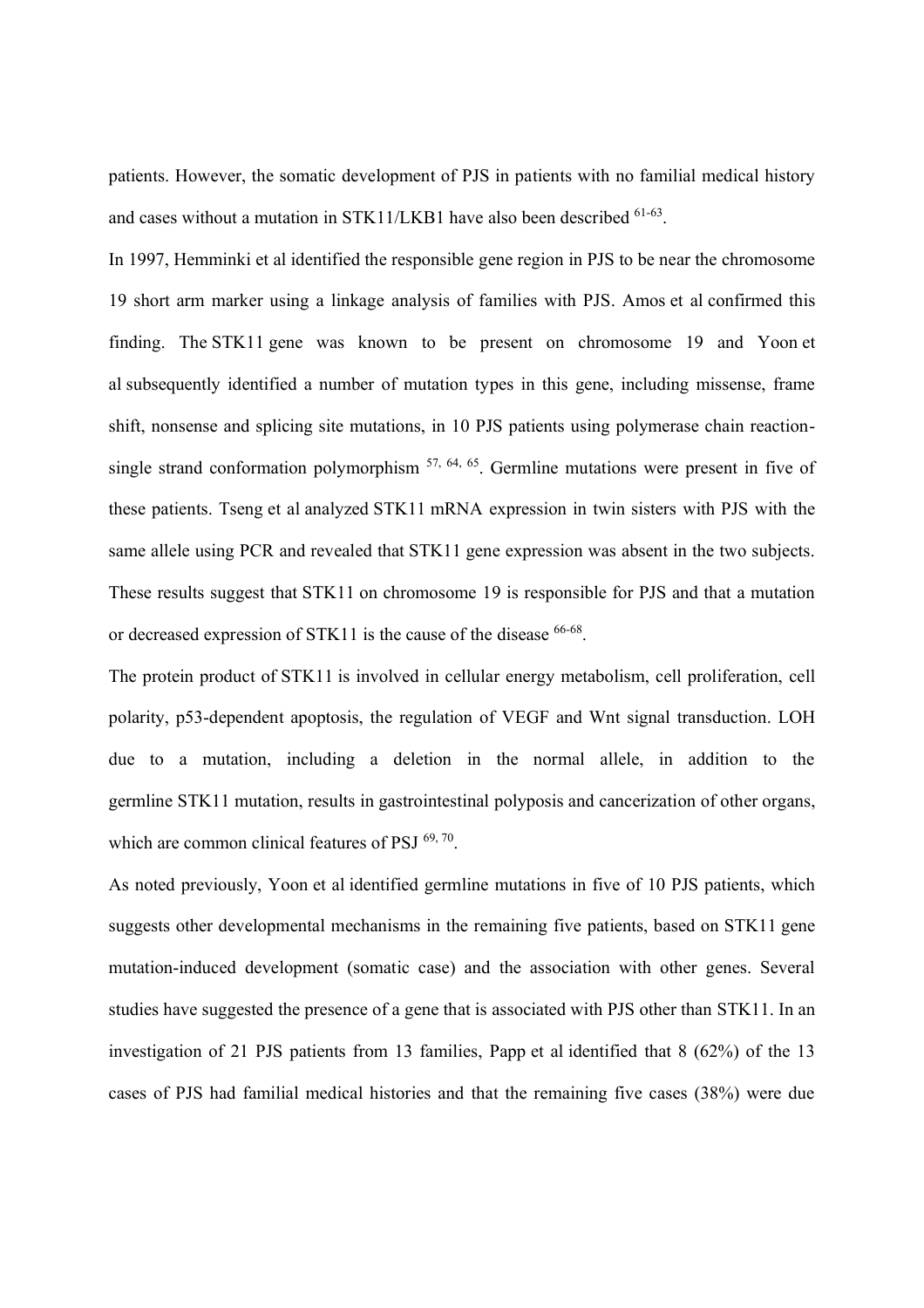patients. However, the somatic development of PJS in patients with no familial medical history and cases without a mutation in STK11/LKB1 have also been described [61-63].

In 1997, Hemminki et al identified the responsible gene region in PJS to be near the chromosome 19 short arm marker using a linkage analysis of families with PJS. Amos et al confirmed this finding. The STK11 gene was known to be present on chromosome 19 and Yoon et al subsequently identified a number of mutation types in this gene, including missense, frame shift, nonsense and splicing site mutations, in 10 PJS patients using polymerase chain reaction-single strand conformation polymorphism [57, 64, 65]. Germline mutations were present in five of these patients. Tseng et al analyzed STK11 mRNA expression in twin sisters with PJS with the same allele using PCR and revealed that STK11 gene expression was absent in the two subjects. These results suggest that STK11 on chromosome 19 is responsible for PJS and that a mutation or decreased expression of STK11 is the cause of the disease [66-68].

The protein product of STK11 is involved in cellular energy metabolism, cell proliferation, cell polarity, p53-dependent apoptosis, the regulation of VEGF and Wnt signal transduction. LOH due to a mutation, including a deletion in the normal allele, in addition to the germline STK11 mutation, results in gastrointestinal polyposis and cancerization of other organs, which are common clinical features of PSJ [69, 70].

As noted previously, Yoon et al identified germline mutations in five of 10 PJS patients, which suggests other developmental mechanisms in the remaining five patients, based on STK11 gene mutation-induced development (somatic case) and the association with other genes. Several studies have suggested the presence of a gene that is associated with PJS other than STK11. In an investigation of 21 PJS patients from 13 families, Papp et al identified that 8 (62%) of the 13 cases of PJS had familial medical histories and that the remaining five cases (38%) were due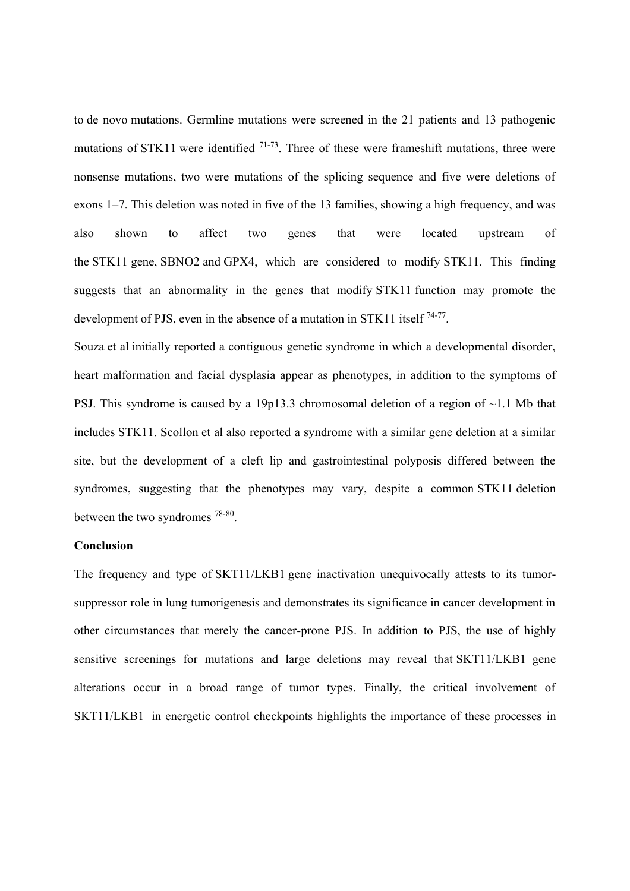to de novo mutations. Germline mutations were screened in the 21 patients and 13 pathogenic mutations of STK11 were identified [71-73]. Three of these were frameshift mutations, three were nonsense mutations, two were mutations of the splicing sequence and five were deletions of exons 1–7. This deletion was noted in five of the 13 families, showing a high frequency, and was also shown to affect two genes that were located upstream of the STK11 gene, SBNO2 and GPX4, which are considered to modify STK11. This finding suggests that an abnormality in the genes that modify STK11 function may promote the development of PJS, even in the absence of a mutation in STK11 itself [74-77].

Souza et al initially reported a contiguous genetic syndrome in which a developmental disorder, heart malformation and facial dysplasia appear as phenotypes, in addition to the symptoms of PSJ. This syndrome is caused by a 19p13.3 chromosomal deletion of a region of ~1.1 Mb that includes STK11. Scollon et al also reported a syndrome with a similar gene deletion at a similar site, but the development of a cleft lip and gastrointestinal polyposis differed between the syndromes, suggesting that the phenotypes may vary, despite a common STK11 deletion between the two syndromes [78-80].

**Conclusion**

The frequency and type of SKT11/LKB1 gene inactivation unequivocally attests to its tumor-suppressor role in lung tumorigenesis and demonstrates its significance in cancer development in other circumstances that merely the cancer-prone PJS. In addition to PJS, the use of highly sensitive screenings for mutations and large deletions may reveal that SKT11/LKB1 gene alterations occur in a broad range of tumor types. Finally, the critical involvement of SKT11/LKB1 in energetic control checkpoints highlights the importance of these processes in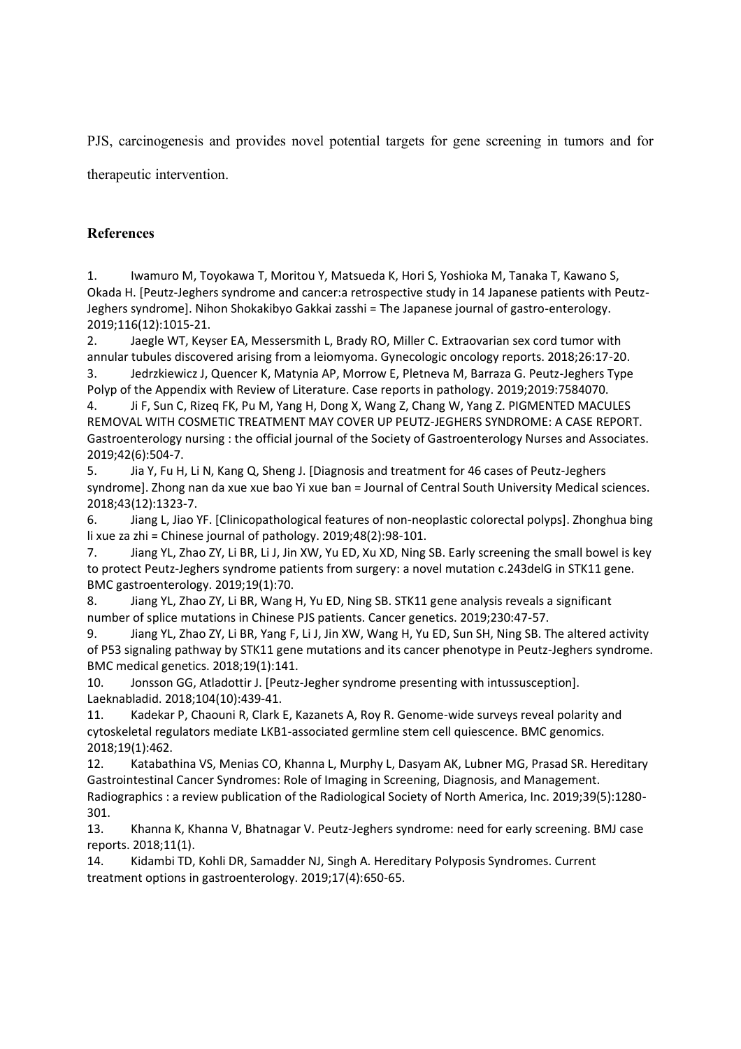PJS, carcinogenesis and provides novel potential targets for gene screening in tumors and for therapeutic intervention.

## References

1. Iwamuro M, Toyokawa T, Moritou Y, Matsueda K, Hori S, Yoshioka M, Tanaka T, Kawano S, Okada H. [Peutz-Jeghers syndrome and cancer:a retrospective study in 14 Japanese patients with Peutz-Jeghers syndrome]. Nihon Shokakibyo Gakkai zasshi = The Japanese journal of gastro-enterology. 2019;116(12):1015-21.
2. Jaegle WT, Keyser EA, Messersmith L, Brady RO, Miller C. Extraovarian sex cord tumor with annular tubules discovered arising from a leiomyoma. Gynecologic oncology reports. 2018;26:17-20.
3. Jedrzkiewicz J, Quencer K, Matynia AP, Morrow E, Pletneva M, Barraza G. Peutz-Jeghers Type Polyp of the Appendix with Review of Literature. Case reports in pathology. 2019;2019:7584070.
4. Ji F, Sun C, Rizeq FK, Pu M, Yang H, Dong X, Wang Z, Chang W, Yang Z. PIGMENTED MACULES REMOVAL WITH COSMETIC TREATMENT MAY COVER UP PEUTZ-JEGHERS SYNDROME: A CASE REPORT. Gastroenterology nursing : the official journal of the Society of Gastroenterology Nurses and Associates. 2019;42(6):504-7.
5. Jia Y, Fu H, Li N, Kang Q, Sheng J. [Diagnosis and treatment for 46 cases of Peutz-Jeghers syndrome]. Zhong nan da xue xue bao Yi xue ban = Journal of Central South University Medical sciences. 2018;43(12):1323-7.
6. Jiang L, Jiao YF. [Clinicopathological features of non-neoplastic colorectal polyps]. Zhonghua bing li xue za zhi = Chinese journal of pathology. 2019;48(2):98-101.
7. Jiang YL, Zhao ZY, Li BR, Li J, Jin XW, Yu ED, Xu XD, Ning SB. Early screening the small bowel is key to protect Peutz-Jeghers syndrome patients from surgery: a novel mutation c.243delG in STK11 gene. BMC gastroenterology. 2019;19(1):70.
8. Jiang YL, Zhao ZY, Li BR, Wang H, Yu ED, Ning SB. STK11 gene analysis reveals a significant number of splice mutations in Chinese PJS patients. Cancer genetics. 2019;230:47-57.
9. Jiang YL, Zhao ZY, Li BR, Yang F, Li J, Jin XW, Wang H, Yu ED, Sun SH, Ning SB. The altered activity of P53 signaling pathway by STK11 gene mutations and its cancer phenotype in Peutz-Jeghers syndrome. BMC medical genetics. 2018;19(1):141.
10. Jonsson GG, Atladottir J. [Peutz-Jegher syndrome presenting with intussusception]. Laeknabladid. 2018;104(10):439-41.
11. Kadekar P, Chaouni R, Clark E, Kazanets A, Roy R. Genome-wide surveys reveal polarity and cytoskeletal regulators mediate LKB1-associated germline stem cell quiescence. BMC genomics. 2018;19(1):462.
12. Katabathina VS, Menias CO, Khanna L, Murphy L, Dasyam AK, Lubner MG, Prasad SR. Hereditary Gastrointestinal Cancer Syndromes: Role of Imaging in Screening, Diagnosis, and Management. Radiographics : a review publication of the Radiological Society of North America, Inc. 2019;39(5):1280-301.
13. Khanna K, Khanna V, Bhatnagar V. Peutz-Jeghers syndrome: need for early screening. BMJ case reports. 2018;11(1).
14. Kidambi TD, Kohli DR, Samadder NJ, Singh A. Hereditary Polyposis Syndromes. Current treatment options in gastroenterology. 2019;17(4):650-65.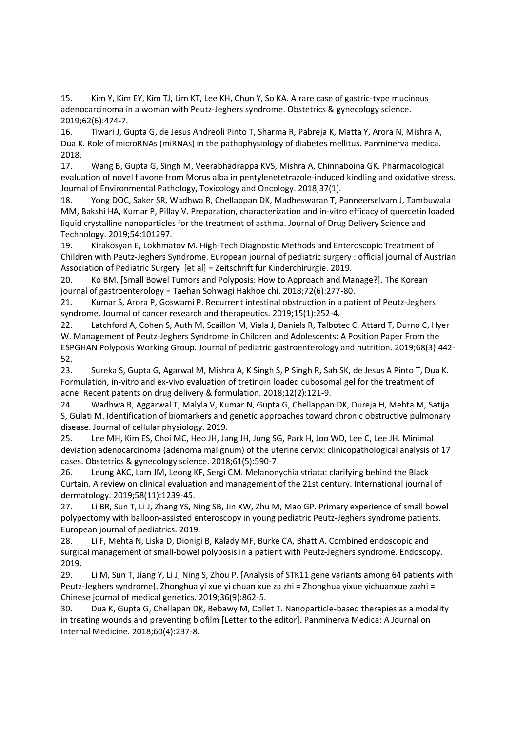15. Kim Y, Kim EY, Kim TJ, Lim KT, Lee KH, Chun Y, So KA. A rare case of gastric-type mucinous adenocarcinoma in a woman with Peutz-Jeghers syndrome. Obstetrics & gynecology science. 2019;62(6):474-7.

16. Tiwari J, Gupta G, de Jesus Andreoli Pinto T, Sharma R, Pabreja K, Matta Y, Arora N, Mishra A, Dua K. Role of microRNAs (miRNAs) in the pathophysiology of diabetes mellitus. Panminerva medica. 2018.

17. Wang B, Gupta G, Singh M, Veerabhadrappa KVS, Mishra A, Chinnaboina GK. Pharmacological evaluation of novel flavone from Morus alba in pentylenetetrazole-induced kindling and oxidative stress. Journal of Environmental Pathology, Toxicology and Oncology. 2018;37(1).

18. Yong DOC, Saker SR, Wadhwa R, Chellappan DK, Madheswaran T, Panneerselvam J, Tambuwala MM, Bakshi HA, Kumar P, Pillay V. Preparation, characterization and in-vitro efficacy of quercetin loaded liquid crystalline nanoparticles for the treatment of asthma. Journal of Drug Delivery Science and Technology. 2019;54:101297.

19. Kirakosyan E, Lokhmatov M. High-Tech Diagnostic Methods and Enteroscopic Treatment of Children with Peutz-Jeghers Syndrome. European journal of pediatric surgery : official journal of Austrian Association of Pediatric Surgery [et al] = Zeitschrift fur Kinderchirurgie. 2019.

20. Ko BM. [Small Bowel Tumors and Polyposis: How to Approach and Manage?]. The Korean journal of gastroenterology = Taehan Sohwagi Hakhoe chi. 2018;72(6):277-80.

21. Kumar S, Arora P, Goswami P. Recurrent intestinal obstruction in a patient of Peutz-Jeghers syndrome. Journal of cancer research and therapeutics. 2019;15(1):252-4.

22. Latchford A, Cohen S, Auth M, Scaillon M, Viala J, Daniels R, Talbotec C, Attard T, Durno C, Hyer W. Management of Peutz-Jeghers Syndrome in Children and Adolescents: A Position Paper From the ESPGHAN Polyposis Working Group. Journal of pediatric gastroenterology and nutrition. 2019;68(3):442-52.

23. Sureka S, Gupta G, Agarwal M, Mishra A, K Singh S, P Singh R, Sah SK, de Jesus A Pinto T, Dua K. Formulation, in-vitro and ex-vivo evaluation of tretinoin loaded cubosomal gel for the treatment of acne. Recent patents on drug delivery & formulation. 2018;12(2):121-9.

24. Wadhwa R, Aggarwal T, Malyla V, Kumar N, Gupta G, Chellappan DK, Dureja H, Mehta M, Satija S, Gulati M. Identification of biomarkers and genetic approaches toward chronic obstructive pulmonary disease. Journal of cellular physiology. 2019.

25. Lee MH, Kim ES, Choi MC, Heo JH, Jang JH, Jung SG, Park H, Joo WD, Lee C, Lee JH. Minimal deviation adenocarcinoma (adenoma malignum) of the uterine cervix: clinicopathological analysis of 17 cases. Obstetrics & gynecology science. 2018;61(5):590-7.

26. Leung AKC, Lam JM, Leong KF, Sergi CM. Melanonychia striata: clarifying behind the Black Curtain. A review on clinical evaluation and management of the 21st century. International journal of dermatology. 2019;58(11):1239-45.

27. Li BR, Sun T, Li J, Zhang YS, Ning SB, Jin XW, Zhu M, Mao GP. Primary experience of small bowel polypectomy with balloon-assisted enteroscopy in young pediatric Peutz-Jeghers syndrome patients. European journal of pediatrics. 2019.

28. Li F, Mehta N, Liska D, Dionigi B, Kalady MF, Burke CA, Bhatt A. Combined endoscopic and surgical management of small-bowel polyposis in a patient with Peutz-Jeghers syndrome. Endoscopy. 2019.

29. Li M, Sun T, Jiang Y, Li J, Ning S, Zhou P. [Analysis of STK11 gene variants among 64 patients with Peutz-Jeghers syndrome]. Zhonghua yi xue yi chuan xue za zhi = Zhonghua yixue yichuanxue zazhi = Chinese journal of medical genetics. 2019;36(9):862-5.

30. Dua K, Gupta G, Chellapan DK, Bebawy M, Collet T. Nanoparticle-based therapies as a modality in treating wounds and preventing biofilm [Letter to the editor]. Panminerva Medica: A Journal on Internal Medicine. 2018;60(4):237-8.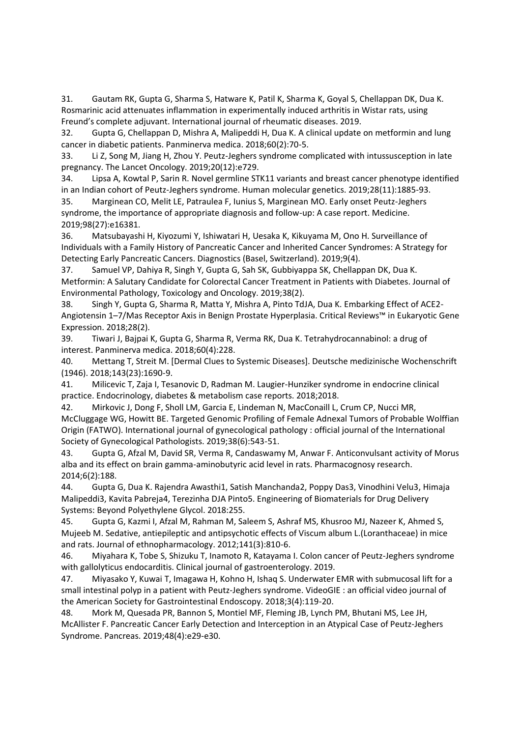31. Gautam RK, Gupta G, Sharma S, Hatware K, Patil K, Sharma K, Goyal S, Chellappan DK, Dua K. Rosmarinic acid attenuates inflammation in experimentally induced arthritis in Wistar rats, using Freund's complete adjuvant. International journal of rheumatic diseases. 2019.
32. Gupta G, Chellappan D, Mishra A, Malipeddi H, Dua K. A clinical update on metformin and lung cancer in diabetic patients. Panminerva medica. 2018;60(2):70-5.
33. Li Z, Song M, Jiang H, Zhou Y. Peutz-Jeghers syndrome complicated with intussusception in late pregnancy. The Lancet Oncology. 2019;20(12):e729.
34. Lipsa A, Kowtal P, Sarin R. Novel germline STK11 variants and breast cancer phenotype identified in an Indian cohort of Peutz-Jeghers syndrome. Human molecular genetics. 2019;28(11):1885-93.
35. Marginean CO, Melit LE, Patraulea F, Iunius S, Marginean MO. Early onset Peutz-Jeghers syndrome, the importance of appropriate diagnosis and follow-up: A case report. Medicine. 2019;98(27):e16381.
36. Matsubayashi H, Kiyozumi Y, Ishiwatari H, Uesaka K, Kikuyama M, Ono H. Surveillance of Individuals with a Family History of Pancreatic Cancer and Inherited Cancer Syndromes: A Strategy for Detecting Early Pancreatic Cancers. Diagnostics (Basel, Switzerland). 2019;9(4).
37. Samuel VP, Dahiya R, Singh Y, Gupta G, Sah SK, Gubbiyappa SK, Chellappan DK, Dua K. Metformin: A Salutary Candidate for Colorectal Cancer Treatment in Patients with Diabetes. Journal of Environmental Pathology, Toxicology and Oncology. 2019;38(2).
38. Singh Y, Gupta G, Sharma R, Matta Y, Mishra A, Pinto TdJA, Dua K. Embarking Effect of ACE2-Angiotensin 1–7/Mas Receptor Axis in Benign Prostate Hyperplasia. Critical Reviews™ in Eukaryotic Gene Expression. 2018;28(2).
39. Tiwari J, Bajpai K, Gupta G, Sharma R, Verma RK, Dua K. Tetrahydrocannabinol: a drug of interest. Panminerva medica. 2018;60(4):228.
40. Mettang T, Streit M. [Dermal Clues to Systemic Diseases]. Deutsche medizinische Wochenschrift (1946). 2018;143(23):1690-9.
41. Milicevic T, Zaja I, Tesanovic D, Radman M. Laugier-Hunziker syndrome in endocrine clinical practice. Endocrinology, diabetes & metabolism case reports. 2018;2018.
42. Mirkovic J, Dong F, Sholl LM, Garcia E, Lindeman N, MacConaill L, Crum CP, Nucci MR, McCluggage WG, Howitt BE. Targeted Genomic Profiling of Female Adnexal Tumors of Probable Wolffian Origin (FATWO). International journal of gynecological pathology : official journal of the International Society of Gynecological Pathologists. 2019;38(6):543-51.
43. Gupta G, Afzal M, David SR, Verma R, Candaswamy M, Anwar F. Anticonvulsant activity of Morus alba and its effect on brain gamma-aminobutyric acid level in rats. Pharmacognosy research. 2014;6(2):188.
44. Gupta G, Dua K. Rajendra Awasthi1, Satish Manchanda2, Poppy Das3, Vinodhini Velu3, Himaja Malipeddi3, Kavita Pabreja4, Terezinha DJA Pinto5. Engineering of Biomaterials for Drug Delivery Systems: Beyond Polyethylene Glycol. 2018:255.
45. Gupta G, Kazmi I, Afzal M, Rahman M, Saleem S, Ashraf MS, Khusroo MJ, Nazeer K, Ahmed S, Mujeeb M. Sedative, antiepileptic and antipsychotic effects of Viscum album L.(Loranthaceae) in mice and rats. Journal of ethnopharmacology. 2012;141(3):810-6.
46. Miyahara K, Tobe S, Shizuku T, Inamoto R, Katayama I. Colon cancer of Peutz-Jeghers syndrome with gallolyticus endocarditis. Clinical journal of gastroenterology. 2019.
47. Miyasako Y, Kuwai T, Imagawa H, Kohno H, Ishaq S. Underwater EMR with submucosal lift for a small intestinal polyp in a patient with Peutz-Jeghers syndrome. VideoGIE : an official video journal of the American Society for Gastrointestinal Endoscopy. 2018;3(4):119-20.
48. Mork M, Quesada PR, Bannon S, Montiel MF, Fleming JB, Lynch PM, Bhutani MS, Lee JH, McAllister F. Pancreatic Cancer Early Detection and Interception in an Atypical Case of Peutz-Jeghers Syndrome. Pancreas. 2019;48(4):e29-e30.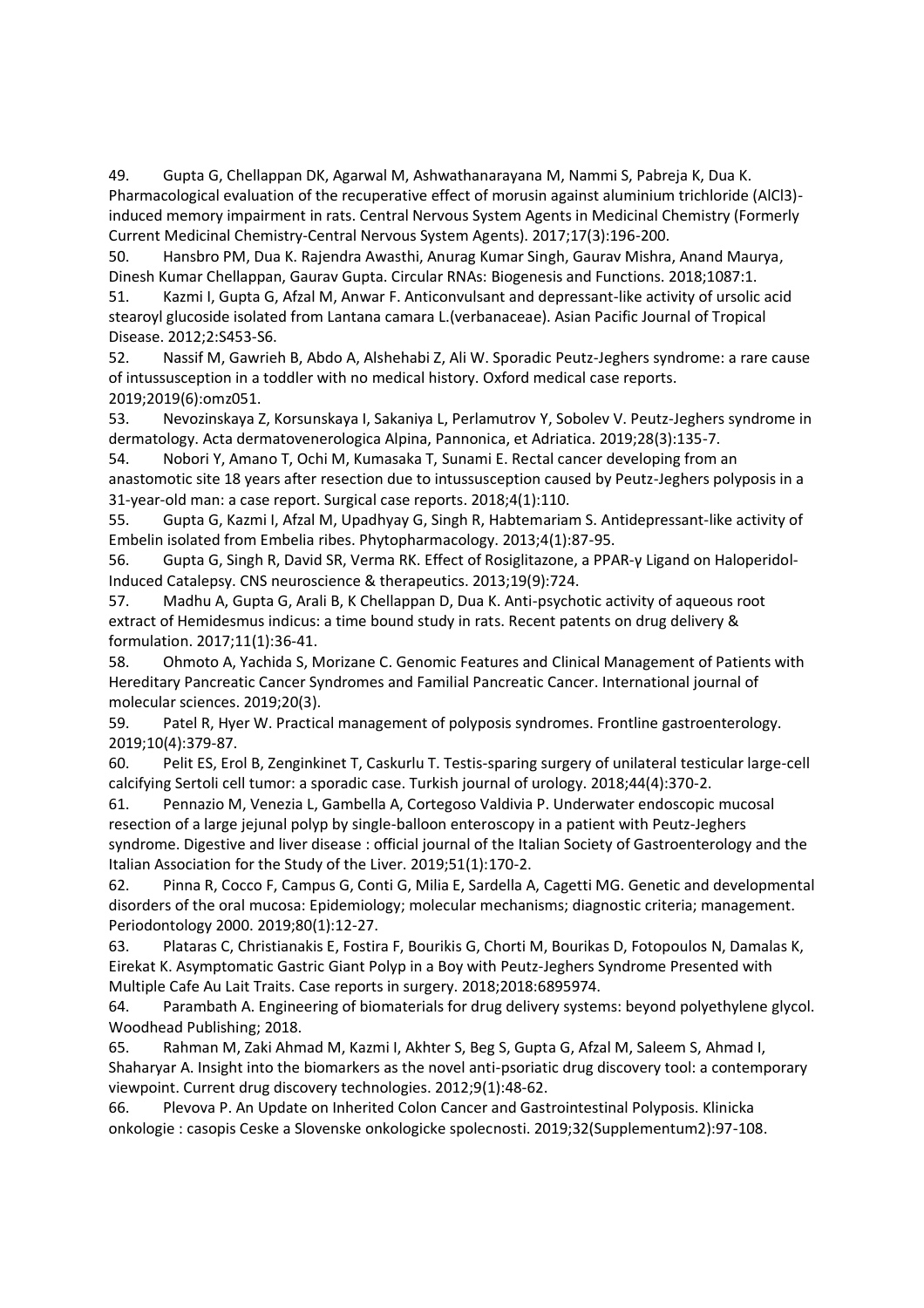49. Gupta G, Chellappan DK, Agarwal M, Ashwathanarayana M, Nammi S, Pabreja K, Dua K. Pharmacological evaluation of the recuperative effect of morusin against aluminium trichloride ($AlCl_3$)-induced memory impairment in rats. Central Nervous System Agents in Medicinal Chemistry (Formerly Current Medicinal Chemistry-Central Nervous System Agents). 2017;17(3):196-200.

50. Hansbro PM, Dua K. Rajendra Awasthi, Anurag Kumar Singh, Gaurav Mishra, Anand Maurya, Dinesh Kumar Chellappan, Gaurav Gupta. Circular RNAs: Biogenesis and Functions. 2018;1087:1.

51. Kazmi I, Gupta G, Afzal M, Anwar F. Anticonvulsant and depressant-like activity of ursolic acid stearoyl glucoside isolated from Lantana camara L.(verbanaceae). Asian Pacific Journal of Tropical Disease. 2012;2:S453-S6.

52. Nassif M, Gawrieh B, Abdo A, Alshehabi Z, Ali W. Sporadic Peutz-Jeghers syndrome: a rare cause of intussusception in a toddler with no medical history. Oxford medical case reports. 2019;2019(6):omz051.

53. Nevozinskaya Z, Korsunskaya I, Sakaniya L, Perlamutrov Y, Sobolev V. Peutz-Jeghers syndrome in dermatology. Acta dermatovenerologica Alpina, Pannonica, et Adriatica. 2019;28(3):135-7.

54. Nobori Y, Amano T, Ochi M, Kumasaka T, Sunami E. Rectal cancer developing from an anastomotic site 18 years after resection due to intussusception caused by Peutz-Jeghers polyposis in a 31-year-old man: a case report. Surgical case reports. 2018;4(1):110.

55. Gupta G, Kazmi I, Afzal M, Upadhyay G, Singh R, Habtemariam S. Antidepressant-like activity of Embelin isolated from Embelia ribes. Phytopharmacology. 2013;4(1):87-95.

56. Gupta G, Singh R, David SR, Verma RK. Effect of Rosiglitazone, a PPAR-γ Ligand on Haloperidol-Induced Catalepsy. CNS neuroscience & therapeutics. 2013;19(9):724.

57. Madhu A, Gupta G, Arali B, K Chellappan D, Dua K. Anti-psychotic activity of aqueous root extract of Hemidesmus indicus: a time bound study in rats. Recent patents on drug delivery & formulation. 2017;11(1):36-41.

58. Ohmoto A, Yachida S, Morizane C. Genomic Features and Clinical Management of Patients with Hereditary Pancreatic Cancer Syndromes and Familial Pancreatic Cancer. International journal of molecular sciences. 2019;20(3).

59. Patel R, Hyer W. Practical management of polyposis syndromes. Frontline gastroenterology. 2019;10(4):379-87.

60. Pelit ES, Erol B, Zenginkinet T, Caskurlu T. Testis-sparing surgery of unilateral testicular large-cell calcifying Sertoli cell tumor: a sporadic case. Turkish journal of urology. 2018;44(4):370-2.

61. Pennazio M, Venezia L, Gambella A, Cortegoso Valdivia P. Underwater endoscopic mucosal resection of a large jejunal polyp by single-balloon enteroscopy in a patient with Peutz-Jeghers syndrome. Digestive and liver disease : official journal of the Italian Society of Gastroenterology and the Italian Association for the Study of the Liver. 2019;51(1):170-2.

62. Pinna R, Cocco F, Campus G, Conti G, Milia E, Sardella A, Cagetti MG. Genetic and developmental disorders of the oral mucosa: Epidemiology; molecular mechanisms; diagnostic criteria; management. Periodontology 2000. 2019;80(1):12-27.

63. Plataras C, Christianakis E, Fostira F, Bourikis G, Chorti M, Bourikas D, Fotopoulos N, Damalas K, Eirekat K. Asymptomatic Gastric Giant Polyp in a Boy with Peutz-Jeghers Syndrome Presented with Multiple Cafe Au Lait Traits. Case reports in surgery. 2018;2018:6895974.

64. Parambath A. Engineering of biomaterials for drug delivery systems: beyond polyethylene glycol. Woodhead Publishing; 2018.

65. Rahman M, Zaki Ahmad M, Kazmi I, Akhter S, Beg S, Gupta G, Afzal M, Saleem S, Ahmad I, Shaharyar A. Insight into the biomarkers as the novel anti-psoriatic drug discovery tool: a contemporary viewpoint. Current drug discovery technologies. 2012;9(1):48-62.

66. Plevova P. An Update on Inherited Colon Cancer and Gastrointestinal Polyposis. Klinicka onkologie : casopis Ceske a Slovenske onkologicke spolecnosti. 2019;32(Supplementum2):97-108.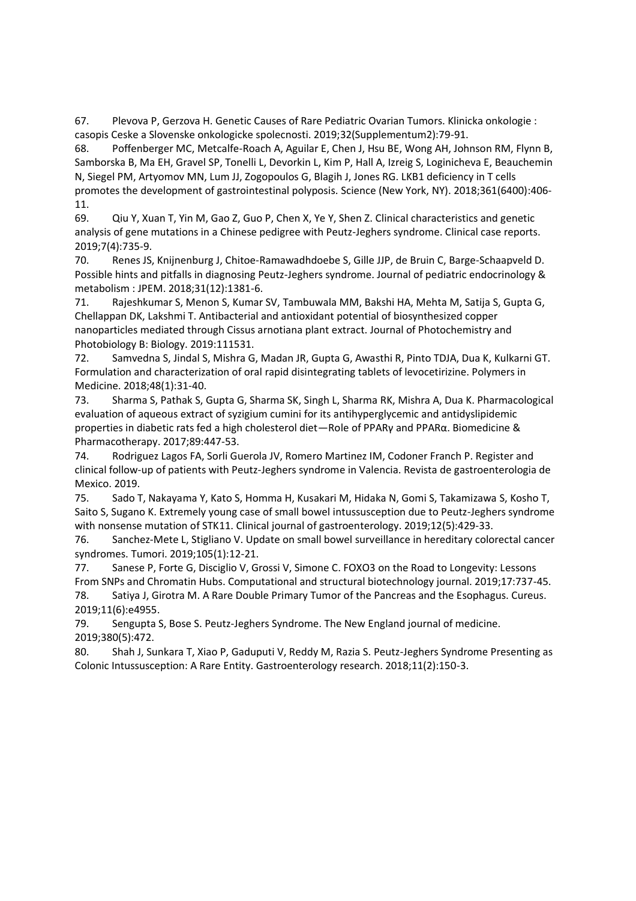67. Plevova P, Gerzova H. Genetic Causes of Rare Pediatric Ovarian Tumors. Klinicka onkologie : casopis Ceske a Slovenske onkologicke spolecnosti. 2019;32(Supplementum2):79-91.

68. Poffenberger MC, Metcalfe-Roach A, Aguilar E, Chen J, Hsu BE, Wong AH, Johnson RM, Flynn B, Samborska B, Ma EH, Gravel SP, Tonelli L, Devorkin L, Kim P, Hall A, Izreig S, Loginicheva E, Beauchemin N, Siegel PM, Artyomov MN, Lum JJ, Zogopoulos G, Blagih J, Jones RG. LKB1 deficiency in T cells promotes the development of gastrointestinal polyposis. Science (New York, NY). 2018;361(6400):406-11.

69. Qiu Y, Xuan T, Yin M, Gao Z, Guo P, Chen X, Ye Y, Shen Z. Clinical characteristics and genetic analysis of gene mutations in a Chinese pedigree with Peutz-Jeghers syndrome. Clinical case reports. 2019;7(4):735-9.

70. Renes JS, Knijnenburg J, Chitoe-Ramawadhdoebe S, Gille JJP, de Bruin C, Barge-Schaapveld D. Possible hints and pitfalls in diagnosing Peutz-Jeghers syndrome. Journal of pediatric endocrinology & metabolism : JPEM. 2018;31(12):1381-6.

71. Rajeshkumar S, Menon S, Kumar SV, Tambuwala MM, Bakshi HA, Mehta M, Satija S, Gupta G, Chellappan DK, Lakshmi T. Antibacterial and antioxidant potential of biosynthesized copper nanoparticles mediated through Cissus arnotiana plant extract. Journal of Photochemistry and Photobiology B: Biology. 2019:111531.

72. Samvedna S, Jindal S, Mishra G, Madan JR, Gupta G, Awasthi R, Pinto TDJA, Dua K, Kulkarni GT. Formulation and characterization of oral rapid disintegrating tablets of levocetirizine. Polymers in Medicine. 2018;48(1):31-40.

73. Sharma S, Pathak S, Gupta G, Sharma SK, Singh L, Sharma RK, Mishra A, Dua K. Pharmacological evaluation of aqueous extract of syzigium cumini for its antihyperglycemic and antidyslipidemic properties in diabetic rats fed a high cholesterol diet—Role of PPARγ and PPARα. Biomedicine & Pharmacotherapy. 2017;89:447-53.

74. Rodriguez Lagos FA, Sorli Guerola JV, Romero Martinez IM, Codoner Franch P. Register and clinical follow-up of patients with Peutz-Jeghers syndrome in Valencia. Revista de gastroenterologia de Mexico. 2019.

75. Sado T, Nakayama Y, Kato S, Homma H, Kusakari M, Hidaka N, Gomi S, Takamizawa S, Kosho T, Saito S, Sugano K. Extremely young case of small bowel intussusception due to Peutz-Jeghers syndrome with nonsense mutation of STK11. Clinical journal of gastroenterology. 2019;12(5):429-33.

76. Sanchez-Mete L, Stigliano V. Update on small bowel surveillance in hereditary colorectal cancer syndromes. Tumori. 2019;105(1):12-21.

77. Sanese P, Forte G, Disciglio V, Grossi V, Simone C. FOXO3 on the Road to Longevity: Lessons From SNPs and Chromatin Hubs. Computational and structural biotechnology journal. 2019;17:737-45.

78. Satiya J, Girotra M. A Rare Double Primary Tumor of the Pancreas and the Esophagus. Cureus. 2019;11(6):e4955.

79. Sengupta S, Bose S. Peutz-Jeghers Syndrome. The New England journal of medicine. 2019;380(5):472.

80. Shah J, Sunkara T, Xiao P, Gaduputi V, Reddy M, Razia S. Peutz-Jeghers Syndrome Presenting as Colonic Intussusception: A Rare Entity. Gastroenterology research. 2018;11(2):150-3.